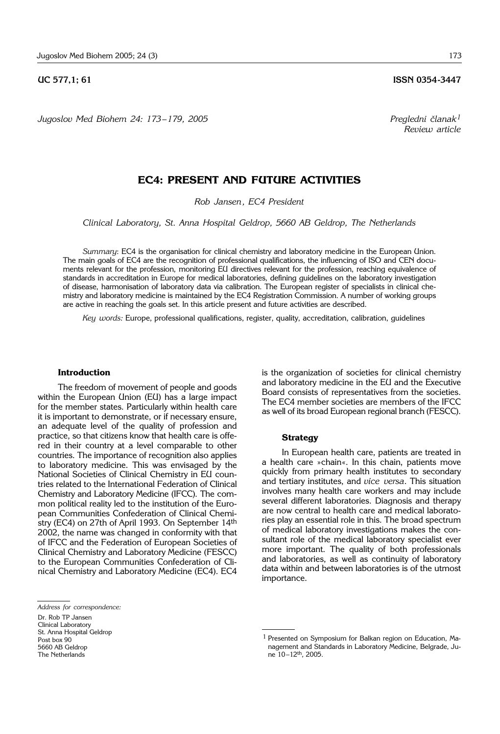UC 577,1; 61 **ISSN 0354-3447**

*Jugoslov Med Biohem 24: 173–179, 2005*

*Pregledni članak*[1]
*Review article*

# EC4: PRESENT AND FUTURE ACTIVITIES

*Rob Jansen, EC4 President*

*Clinical Laboratory, St. Anna Hospital Geldrop, 5660 AB Geldrop, The Netherlands*

*Summary*: EC4 is the organisation for clinical chemistry and laboratory medicine in the European Union. The main goals of EC4 are the recognition of professional qualifications, the influencing of ISO and CEN documents relevant for the profession, monitoring EU directives relevant for the profession, reaching equivalence of standards in accreditation in Europe for medical laboratories, defining guidelines on the laboratory investigation of disease, harmonisation of laboratory data via calibration. The European register of specialists in clinical chemistry and laboratory medicine is maintained by the EC4 Registration Commission. A number of working groups are active in reaching the goals set. In this article present and future activities are described.

*Key words:* Europe, professional qualifications, register, quality, accreditation, calibration, guidelines

## Introduction

The freedom of movement of people and goods within the European Union (EU) has a large impact for the member states. Particularly within health care it is important to demonstrate, or if necessary ensure, an adequate level of the quality of profession and practice, so that citizens know that health care is offered in their country at a level comparable to other countries. The importance of recognition also applies to laboratory medicine. This was envisaged by the National Societies of Clinical Chemistry in EU countries related to the International Federation of Clinical Chemistry and Laboratory Medicine (IFCC). The common political reality led to the institution of the European Communities Confederation of Clinical Chemistry (EC4) on 27th of April 1993. On September 14th 2002, the name was changed in conformity with that of IFCC and the Federation of European Societies of Clinical Chemistry and Laboratory Medicine (FESCC) to the European Communities Confederation of Clinical Chemistry and Laboratory Medicine (EC4). EC4 is the organization of societies for clinical chemistry and laboratory medicine in the EU and the Executive Board consists of representatives from the societies. The EC4 member societies are members of the IFCC as well of its broad European regional branch (FESCC).

## Strategy

In European health care, patients are treated in a health care »chain«. In this chain, patients move quickly from primary health institutes to secondary and tertiary institutes, and *vice versa*. This situation involves many health care workers and may include several different laboratories. Diagnosis and therapy are now central to health care and medical laboratories play an essential role in this. The broad spectrum of medical laboratory investigations makes the consultant role of the medical laboratory specialist ever more important. The quality of both professionals and laboratories, as well as continuity of laboratory data within and between laboratories is of the utmost importance.

*Address for correspondence:*

Dr. Rob TP Jansen
Clinical Laboratory
St. Anna Hospital Geldrop
Post box 90
5660 AB Geldrop
The Netherlands

[1] Presented on Symposium for Balkan region on Education, Management and Standards in Laboratory Medicine, Belgrade, June 10–12th, 2005.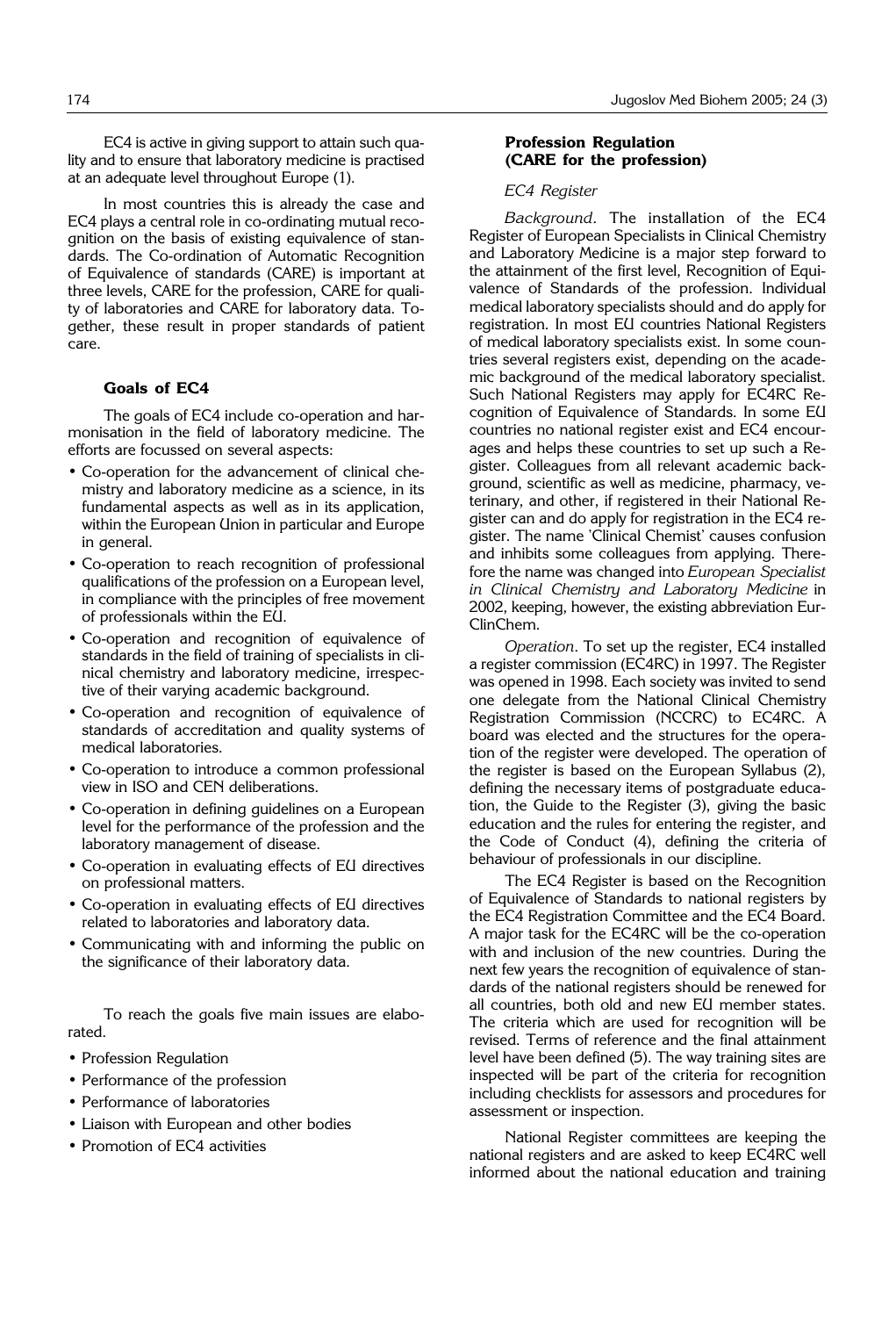EC4 is active in giving support to attain such quality and to ensure that laboratory medicine is practised at an adequate level throughout Europe (1).

In most countries this is already the case and EC4 plays a central role in co-ordinating mutual recognition on the basis of existing equivalence of standards. The Co-ordination of Automatic Recognition of Equivalence of standards (CARE) is important at three levels, CARE for the profession, CARE for quality of laboratories and CARE for laboratory data. Together, these result in proper standards of patient care.

### Goals of EC4

The goals of EC4 include co-operation and harmonisation in the field of laboratory medicine. The efforts are focussed on several aspects:

- Co-operation for the advancement of clinical chemistry and laboratory medicine as a science, in its fundamental aspects as well as in its application, within the European Union in particular and Europe in general.
- Co-operation to reach recognition of professional qualifications of the profession on a European level, in compliance with the principles of free movement of professionals within the EU.
- Co-operation and recognition of equivalence of standards in the field of training of specialists in clinical chemistry and laboratory medicine, irrespective of their varying academic background.
- Co-operation and recognition of equivalence of standards of accreditation and quality systems of medical laboratories.
- Co-operation to introduce a common professional view in ISO and CEN deliberations.
- Co-operation in defining guidelines on a European level for the performance of the profession and the laboratory management of disease.
- Co-operation in evaluating effects of EU directives on professional matters.
- Co-operation in evaluating effects of EU directives related to laboratories and laboratory data.
- Communicating with and informing the public on the significance of their laboratory data.

To reach the goals five main issues are elaborated.

- Profession Regulation
- Performance of the profession
- Performance of laboratories
- Liaison with European and other bodies
- Promotion of EC4 activities

### Profession Regulation (CARE for the profession)

*EC4 Register*

*Background*. The installation of the EC4 Register of European Specialists in Clinical Chemistry and Laboratory Medicine is a major step forward to the attainment of the first level, Recognition of Equivalence of Standards of the profession. Individual medical laboratory specialists should and do apply for registration. In most EU countries National Registers of medical laboratory specialists exist. In some countries several registers exist, depending on the academic background of the medical laboratory specialist. Such National Registers may apply for EC4RC Recognition of Equivalence of Standards. In some EU countries no national register exist and EC4 encourages and helps these countries to set up such a Register. Colleagues from all relevant academic background, scientific as well as medicine, pharmacy, veterinary, and other, if registered in their National Register can and do apply for registration in the EC4 register. The name 'Clinical Chemist' causes confusion and inhibits some colleagues from applying. Therefore the name was changed into *European Specialist in Clinical Chemistry and Laboratory Medicine* in 2002, keeping, however, the existing abbreviation EurClinChem.

*Operation*. To set up the register, EC4 installed a register commission (EC4RC) in 1997. The Register was opened in 1998. Each society was invited to send one delegate from the National Clinical Chemistry Registration Commission (NCCRC) to EC4RC. A board was elected and the structures for the operation of the register were developed. The operation of the register is based on the European Syllabus (2), defining the necessary items of postgraduate education, the Guide to the Register (3), giving the basic education and the rules for entering the register, and the Code of Conduct (4), defining the criteria of behaviour of professionals in our discipline.

The EC4 Register is based on the Recognition of Equivalence of Standards to national registers by the EC4 Registration Committee and the EC4 Board. A major task for the EC4RC will be the co-operation with and inclusion of the new countries. During the next few years the recognition of equivalence of standards of the national registers should be renewed for all countries, both old and new EU member states. The criteria which are used for recognition will be revised. Terms of reference and the final attainment level have been defined (5). The way training sites are inspected will be part of the criteria for recognition including checklists for assessors and procedures for assessment or inspection.

National Register committees are keeping the national registers and are asked to keep EC4RC well informed about the national education and training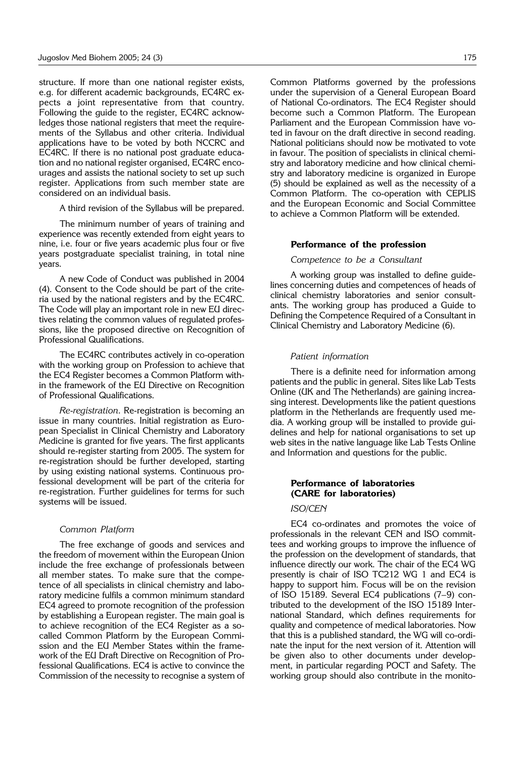structure. If more than one national register exists, e.g. for different academic backgrounds, EC4RC expects a joint representative from that country. Following the guide to the register, EC4RC acknowledges those national registers that meet the requirements of the Syllabus and other criteria. Individual applications have to be voted by both NCCRC and EC4RC. If there is no national post graduate education and no national register organised, EC4RC encourages and assists the national society to set up such register. Applications from such member state are considered on an individual basis.

A third revision of the Syllabus will be prepared.

The minimum number of years of training and experience was recently extended from eight years to nine, i.e. four or five years academic plus four or five years postgraduate specialist training, in total nine years.

A new Code of Conduct was published in 2004 (4). Consent to the Code should be part of the criteria used by the national registers and by the EC4RC. The Code will play an important role in new EU directives relating the common values of regulated professions, like the proposed directive on Recognition of Professional Qualifications.

The EC4RC contributes actively in co-operation with the working group on Profession to achieve that the EC4 Register becomes a Common Platform within the framework of the EU Directive on Recognition of Professional Qualifications.

*Re-registration*. Re-registration is becoming an issue in many countries. Initial registration as European Specialist in Clinical Chemistry and Laboratory Medicine is granted for five years. The first applicants should re-register starting from 2005. The system for re-registration should be further developed, starting by using existing national systems. Continuous professional development will be part of the criteria for re-registration. Further guidelines for terms for such systems will be issued.

*Common Platform*

The free exchange of goods and services and the freedom of movement within the European Union include the free exchange of professionals between all member states. To make sure that the competence of all specialists in clinical chemistry and laboratory medicine fulfils a common minimum standard EC4 agreed to promote recognition of the profession by establishing a European register. The main goal is to achieve recognition of the EC4 Register as a so-called Common Platform by the European Commission and the EU Member States within the framework of the EU Draft Directive on Recognition of Professional Qualifications. EC4 is active to convince the Commission of the necessity to recognise a system of Common Platforms governed by the professions under the supervision of a General European Board of National Co-ordinators. The EC4 Register should become such a Common Platform. The European Parliament and the European Commission have voted in favour on the draft directive in second reading. National politicians should now be motivated to vote in favour. The position of specialists in clinical chemistry and laboratory medicine and how clinical chemistry and laboratory medicine is organized in Europe (5) should be explained as well as the necessity of a Common Platform. The co-operation with CEPLIS and the European Economic and Social Committee to achieve a Common Platform will be extended.

**Performance of the profession**

*Competence to be a Consultant*

A working group was installed to define guidelines concerning duties and competences of heads of clinical chemistry laboratories and senior consultants. The working group has produced a Guide to Defining the Competence Required of a Consultant in Clinical Chemistry and Laboratory Medicine (6).

*Patient information*

There is a definite need for information among patients and the public in general. Sites like Lab Tests Online (UK and The Netherlands) are gaining increasing interest. Developments like the patient questions platform in the Netherlands are frequently used media. A working group will be installed to provide guidelines and help for national organisations to set up web sites in the native language like Lab Tests Online and Information and questions for the public.

**Performance of laboratories (CARE for laboratories)**

*ISO/CEN*

EC4 co-ordinates and promotes the voice of professionals in the relevant CEN and ISO committees and working groups to improve the influence of the profession on the development of standards, that influence directly our work. The chair of the EC4 WG presently is chair of ISO TC212 WG 1 and EC4 is happy to support him. Focus will be on the revision of ISO 15189. Several EC4 publications (7–9) contributed to the development of the ISO 15189 International Standard, which defines requirements for quality and competence of medical laboratories. Now that this is a published standard, the WG will co-ordinate the input for the next version of it. Attention will be given also to other documents under development, in particular regarding POCT and Safety. The working group should also contribute in the monito-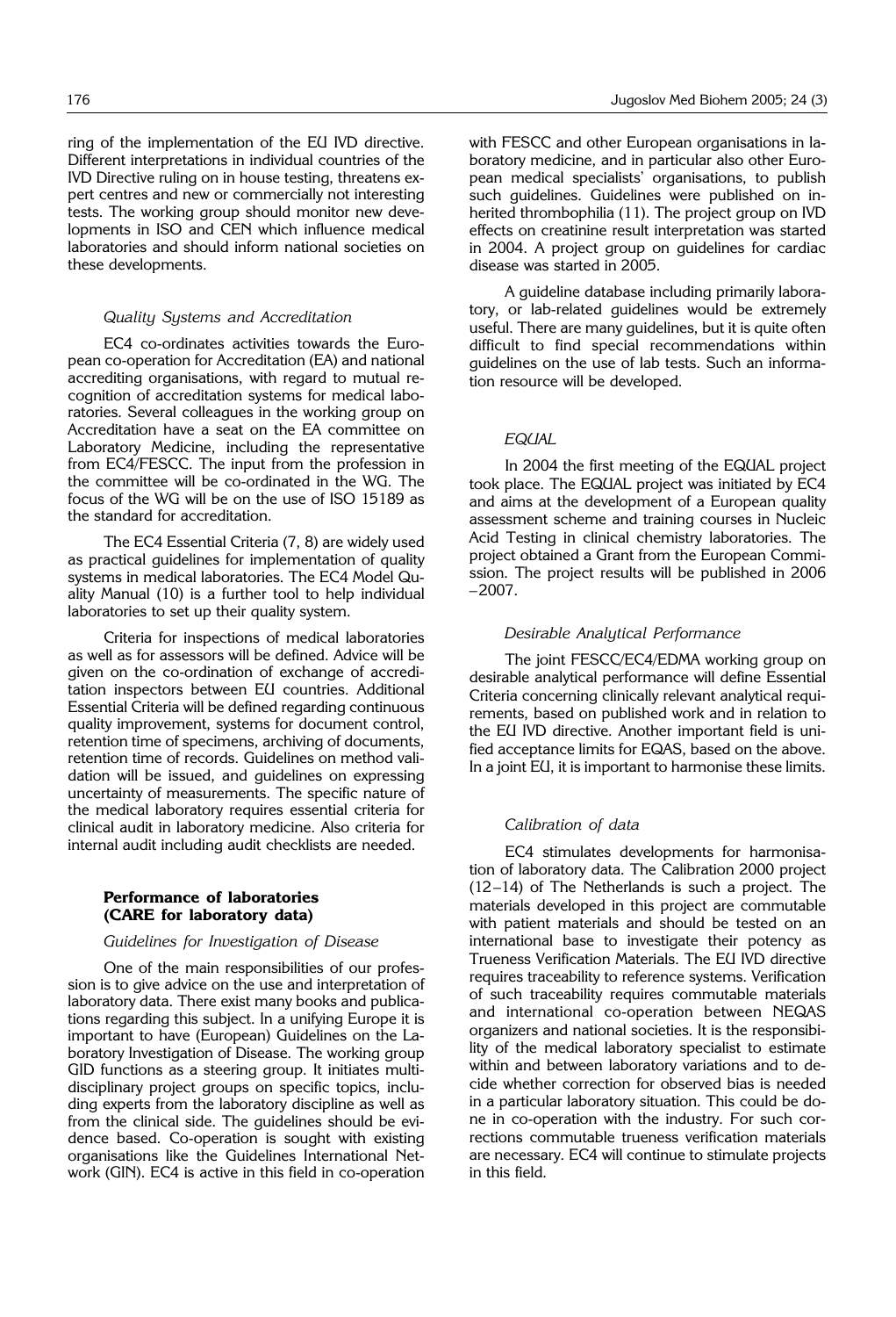ring of the implementation of the EU IVD directive. Different interpretations in individual countries of the IVD Directive ruling on in house testing, threatens expert centres and new or commercially not interesting tests. The working group should monitor new developments in ISO and CEN which influence medical laboratories and should inform national societies on these developments.

### *Quality Systems and Accreditation*

EC4 co-ordinates activities towards the European co-operation for Accreditation (EA) and national accrediting organisations, with regard to mutual recognition of accreditation systems for medical laboratories. Several colleagues in the working group on Accreditation have a seat on the EA committee on Laboratory Medicine, including the representative from EC4/FESCC. The input from the profession in the committee will be co-ordinated in the WG. The focus of the WG will be on the use of ISO 15189 as the standard for accreditation.

The EC4 Essential Criteria (7, 8) are widely used as practical guidelines for implementation of quality systems in medical laboratories. The EC4 Model Quality Manual (10) is a further tool to help individual laboratories to set up their quality system.

Criteria for inspections of medical laboratories as well as for assessors will be defined. Advice will be given on the co-ordination of exchange of accreditation inspectors between EU countries. Additional Essential Criteria will be defined regarding continuous quality improvement, systems for document control, retention time of specimens, archiving of documents, retention time of records. Guidelines on method validation will be issued, and guidelines on expressing uncertainty of measurements. The specific nature of the medical laboratory requires essential criteria for clinical audit in laboratory medicine. Also criteria for internal audit including audit checklists are needed.

## **Performance of laboratories (CARE for laboratory data)**

### *Guidelines for Investigation of Disease*

One of the main responsibilities of our profession is to give advice on the use and interpretation of laboratory data. There exist many books and publications regarding this subject. In a unifying Europe it is important to have (European) Guidelines on the Laboratory Investigation of Disease. The working group GID functions as a steering group. It initiates multidisciplinary project groups on specific topics, including experts from the laboratory discipline as well as from the clinical side. The guidelines should be evidence based. Co-operation is sought with existing organisations like the Guidelines International Network (GIN). EC4 is active in this field in co-operation with FESCC and other European organisations in laboratory medicine, and in particular also other European medical specialists' organisations, to publish such guidelines. Guidelines were published on inherited thrombophilia (11). The project group on IVD effects on creatinine result interpretation was started in 2004. A project group on guidelines for cardiac disease was started in 2005.

A guideline database including primarily laboratory, or lab-related guidelines would be extremely useful. There are many guidelines, but it is quite often difficult to find special recommendations within guidelines on the use of lab tests. Such an information resource will be developed.

### *EQUAL*

In 2004 the first meeting of the EQUAL project took place. The EQUAL project was initiated by EC4 and aims at the development of a European quality assessment scheme and training courses in Nucleic Acid Testing in clinical chemistry laboratories. The project obtained a Grant from the European Commission. The project results will be published in 2006 –2007.

### *Desirable Analytical Performance*

The joint FESCC/EC4/EDMA working group on desirable analytical performance will define Essential Criteria concerning clinically relevant analytical requirements, based on published work and in relation to the EU IVD directive. Another important field is unified acceptance limits for EQAS, based on the above. In a joint EU, it is important to harmonise these limits.

### *Calibration of data*

EC4 stimulates developments for harmonisation of laboratory data. The Calibration 2000 project (12–14) of The Netherlands is such a project. The materials developed in this project are commutable with patient materials and should be tested on an international base to investigate their potency as Trueness Verification Materials. The EU IVD directive requires traceability to reference systems. Verification of such traceability requires commutable materials and international co-operation between NEQAS organizers and national societies. It is the responsibility of the medical laboratory specialist to estimate within and between laboratory variations and to decide whether correction for observed bias is needed in a particular laboratory situation. This could be done in co-operation with the industry. For such corrections commutable trueness verification materials are necessary. EC4 will continue to stimulate projects in this field.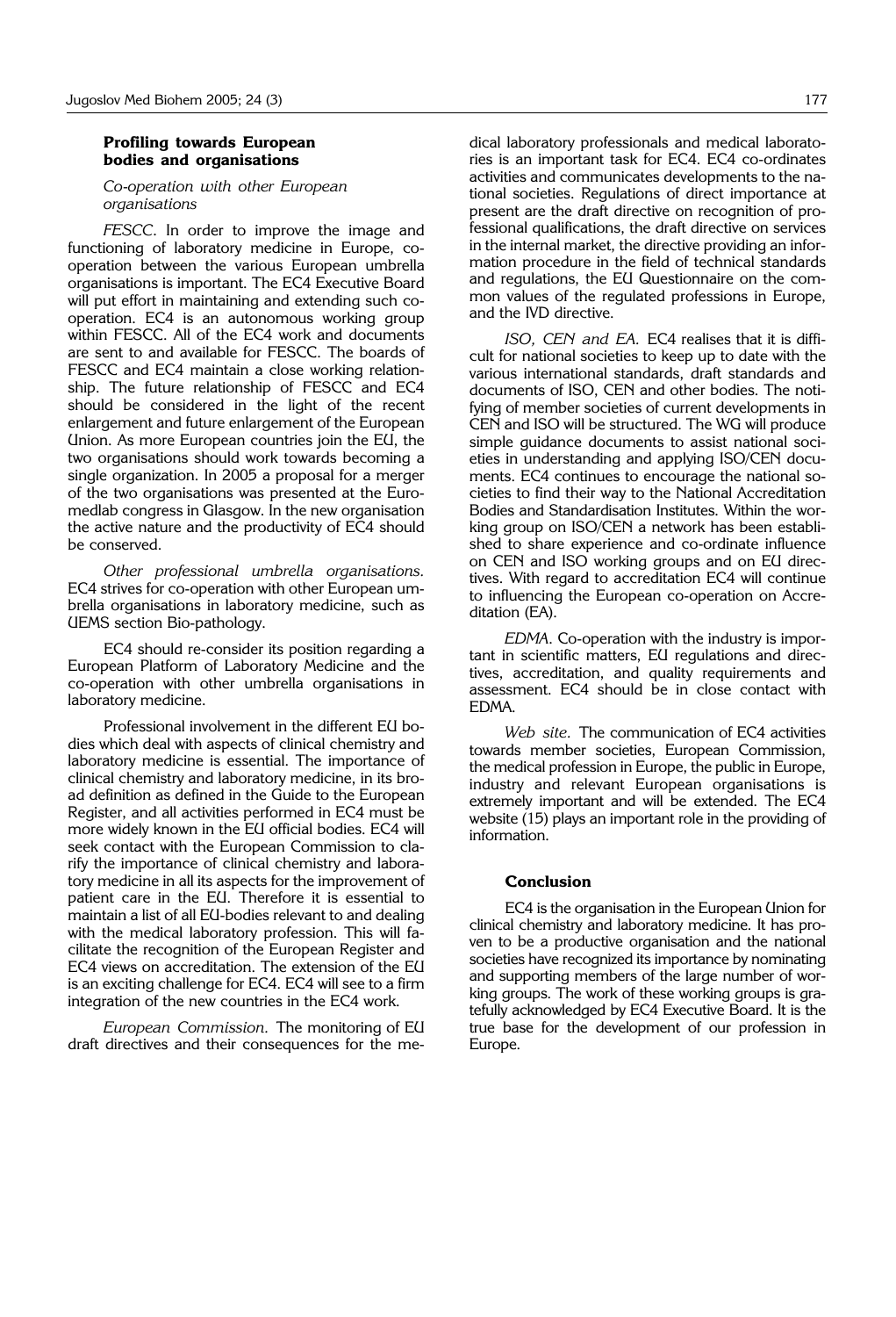### Profiling towards European bodies and organisations

*Co-operation with other European organisations*

*FESCC.* In order to improve the image and functioning of laboratory medicine in Europe, co-operation between the various European umbrella organisations is important. The EC4 Executive Board will put effort in maintaining and extending such co-operation. EC4 is an autonomous working group within FESCC. All of the EC4 work and documents are sent to and available for FESCC. The boards of FESCC and EC4 maintain a close working relationship. The future relationship of FESCC and EC4 should be considered in the light of the recent enlargement and future enlargement of the European Union. As more European countries join the EU, the two organisations should work towards becoming a single organization. In 2005 a proposal for a merger of the two organisations was presented at the Euromedlab congress in Glasgow. In the new organisation the active nature and the productivity of EC4 should be conserved.

*Other professional umbrella organisations.* EC4 strives for co-operation with other European umbrella organisations in laboratory medicine, such as UEMS section Bio-pathology.

EC4 should re-consider its position regarding a European Platform of Laboratory Medicine and the co-operation with other umbrella organisations in laboratory medicine.

Professional involvement in the different EU bodies which deal with aspects of clinical chemistry and laboratory medicine is essential. The importance of clinical chemistry and laboratory medicine, in its broad definition as defined in the Guide to the European Register, and all activities performed in EC4 must be more widely known in the EU official bodies. EC4 will seek contact with the European Commission to clarify the importance of clinical chemistry and laboratory medicine in all its aspects for the improvement of patient care in the EU. Therefore it is essential to maintain a list of all EU-bodies relevant to and dealing with the medical laboratory profession. This will facilitate the recognition of the European Register and EC4 views on accreditation. The extension of the EU is an exciting challenge for EC4. EC4 will see to a firm integration of the new countries in the EC4 work.

*European Commission.* The monitoring of EU draft directives and their consequences for the medical laboratory professionals and medical laboratories is an important task for EC4. EC4 co-ordinates activities and communicates developments to the national societies. Regulations of direct importance at present are the draft directive on recognition of professional qualifications, the draft directive on services in the internal market, the directive providing an information procedure in the field of technical standards and regulations, the EU Questionnaire on the common values of the regulated professions in Europe, and the IVD directive.

*ISO, CEN and EA.* EC4 realises that it is difficult for national societies to keep up to date with the various international standards, draft standards and documents of ISO, CEN and other bodies. The notifying of member societies of current developments in CEN and ISO will be structured. The WG will produce simple guidance documents to assist national societies in understanding and applying ISO/CEN documents. EC4 continues to encourage the national societies to find their way to the National Accreditation Bodies and Standardisation Institutes. Within the working group on ISO/CEN a network has been established to share experience and co-ordinate influence on CEN and ISO working groups and on EU directives. With regard to accreditation EC4 will continue to influencing the European co-operation on Accreditation (EA).

*EDMA.* Co-operation with the industry is important in scientific matters, EU regulations and directives, accreditation, and quality requirements and assessment. EC4 should be in close contact with EDMA.

*Web site.* The communication of EC4 activities towards member societies, European Commission, the medical profession in Europe, the public in Europe, industry and relevant European organisations is extremely important and will be extended. The EC4 website (15) plays an important role in the providing of information.

### Conclusion

EC4 is the organisation in the European Union for clinical chemistry and laboratory medicine. It has proven to be a productive organisation and the national societies have recognized its importance by nominating and supporting members of the large number of working groups. The work of these working groups is gratefully acknowledged by EC4 Executive Board. It is the true base for the development of our profession in Europe.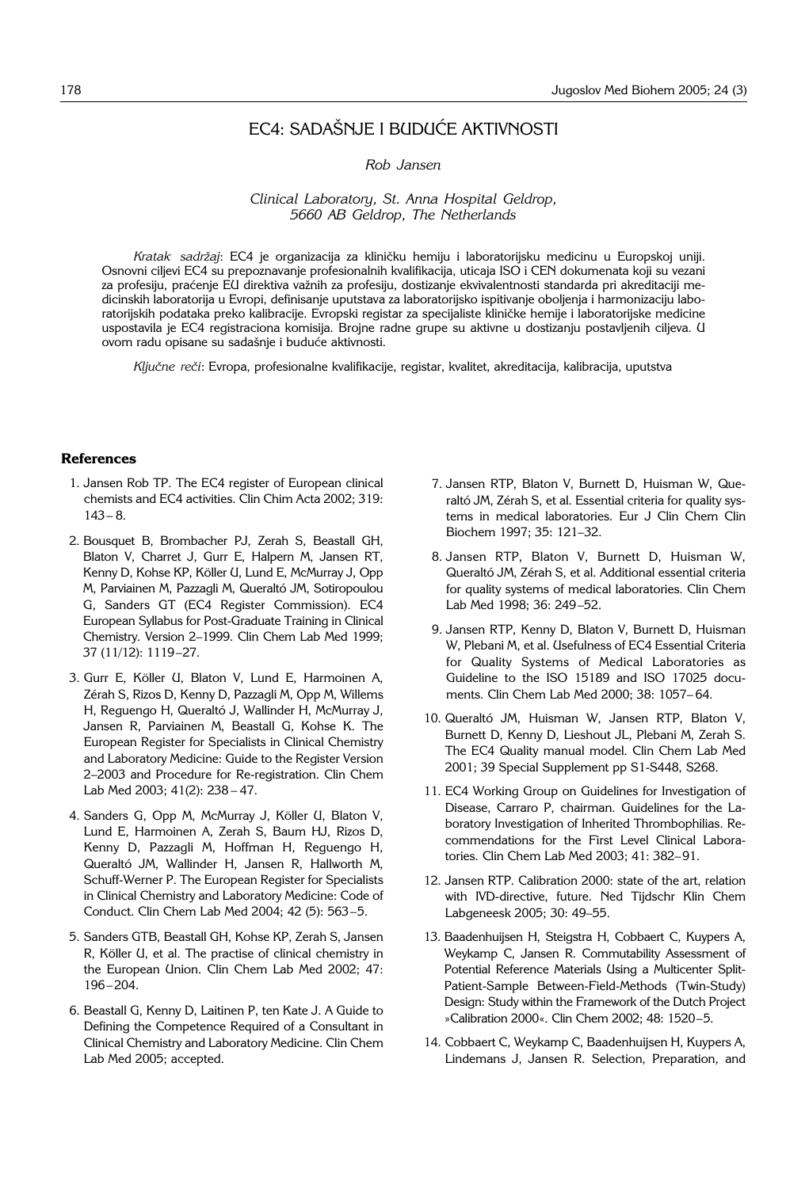# EC4: SADAŠNJE I BUDUĆE AKTIVNOSTI

*Rob Jansen*

*Clinical Laboratory, St. Anna Hospital Geldrop, 5660 AB Geldrop, The Netherlands*

*Kratak sadržaj*: EC4 je organizacija za kliničku hemiju i laboratorijsku medicinu u Europskoj uniji. Osnovni ciljevi EC4 su prepoznavanje profesionalnih kvalifikacija, uticaja ISO i CEN dokumenata koji su vezani za profesiju, praćenje EU direktiva važnih za profesiju, dostizanje ekvivalentnosti standarda pri akreditaciji medicinskih laboratorija u Evropi, definisanje uputstava za laboratorijsko ispitivanje oboljenja i harmonizaciju laboratorijskih podataka preko kalibracije. Evropski registar za specijaliste kliničke hemije i laboratorijske medicine uspostavila je EC4 registraciona komisija. Brojne radne grupe su aktivne u dostizanju postavljenih ciljeva. U ovom radu opisane su sadašnje i buduće aktivnosti.

*Ključne reči*: Evropa, profesionalne kvalifikacije, registar, kvalitet, akreditacija, kalibracija, uputstva

### References

1. Jansen Rob TP. The EC4 register of European clinical chemists and EC4 activities. Clin Chim Acta 2002; 319: 143–8.
2. Bousquet B, Brombacher PJ, Zerah S, Beastall GH, Blaton V, Charret J, Gurr E, Halpern M, Jansen RT, Kenny D, Kohse KP, Köller U, Lund E, McMurray J, Opp M, Parviainen M, Pazzagli M, Queraltó JM, Sotiropoulou G, Sanders GT (EC4 Register Commission). EC4 European Syllabus for Post-Graduate Training in Clinical Chemistry. Version 2–1999. Clin Chem Lab Med 1999; 37 (11/12): 1119–27.
3. Gurr E, Köller U, Blaton V, Lund E, Harmoinen A, Zérah S, Rizos D, Kenny D, Pazzagli M, Opp M, Willems H, Reguengo H, Queraltó J, Wallinder H, McMurray J, Jansen R, Parviainen M, Beastall G, Kohse K. The European Register for Specialists in Clinical Chemistry and Laboratory Medicine: Guide to the Register Version 2–2003 and Procedure for Re-registration. Clin Chem Lab Med 2003; 41(2): 238–47.
4. Sanders G, Opp M, McMurray J, Köller U, Blaton V, Lund E, Harmoinen A, Zerah S, Baum HJ, Rizos D, Kenny D, Pazzagli M, Hoffman H, Reguengo H, Queraltó JM, Wallinder H, Jansen R, Hallworth M, Schuff-Werner P. The European Register for Specialists in Clinical Chemistry and Laboratory Medicine: Code of Conduct. Clin Chem Lab Med 2004; 42 (5): 563–5.
5. Sanders GTB, Beastall GH, Kohse KP, Zerah S, Jansen R, Köller U, et al. The practise of clinical chemistry in the European Union. Clin Chem Lab Med 2002; 47: 196–204.
6. Beastall G, Kenny D, Laitinen P, ten Kate J. A Guide to Defining the Competence Required of a Consultant in Clinical Chemistry and Laboratory Medicine. Clin Chem Lab Med 2005; accepted.
7. Jansen RTP, Blaton V, Burnett D, Huisman W, Queraltó JM, Zérah S, et al. Essential criteria for quality systems in medical laboratories. Eur J Clin Chem Clin Biochem 1997; 35: 121–32.
8. Jansen RTP, Blaton V, Burnett D, Huisman W, Queraltó JM, Zérah S, et al. Additional essential criteria for quality systems of medical laboratories. Clin Chem Lab Med 1998; 36: 249–52.
9. Jansen RTP, Kenny D, Blaton V, Burnett D, Huisman W, Plebani M, et al. Usefulness of EC4 Essential Criteria for Quality Systems of Medical Laboratories as Guideline to the ISO 15189 and ISO 17025 documents. Clin Chem Lab Med 2000; 38: 1057–64.
10. Queraltó JM, Huisman W, Jansen RTP, Blaton V, Burnett D, Kenny D, Lieshout JL, Plebani M, Zerah S. The EC4 Quality manual model. Clin Chem Lab Med 2001; 39 Special Supplement pp S1-S448, S268.
11. EC4 Working Group on Guidelines for Investigation of Disease, Carraro P, chairman. Guidelines for the Laboratory Investigation of Inherited Thrombophilias. Recommendations for the First Level Clinical Laboratories. Clin Chem Lab Med 2003; 41: 382–91.
12. Jansen RTP. Calibration 2000: state of the art, relation with IVD-directive, future. Ned Tijdschr Klin Chem Labgeneesk 2005; 30: 49–55.
13. Baadenhuijsen H, Steigstra H, Cobbaert C, Kuypers A, Weykamp C, Jansen R. Commutability Assessment of Potential Reference Materials Using a Multicenter Split-Patient-Sample Between-Field-Methods (Twin-Study) Design: Study within the Framework of the Dutch Project »Calibration 2000«. Clin Chem 2002; 48: 1520–5.
14. Cobbaert C, Weykamp C, Baadenhuijsen H, Kuypers A, Lindemans J, Jansen R. Selection, Preparation, and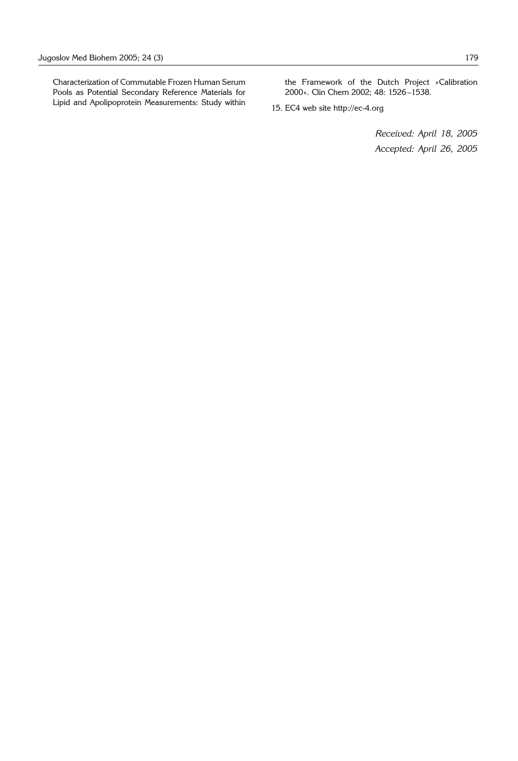Characterization of Commutable Frozen Human Serum Pools as Potential Secondary Reference Materials for Lipid and Apolipoprotein Measurements: Study within the Framework of the Dutch Project »Calibration 2000«. Clin Chem 2002; 48: 1526–1538.

15. EC4 web site http://ec-4.org

*Received: April 18, 2005*

*Accepted: April 26, 2005*